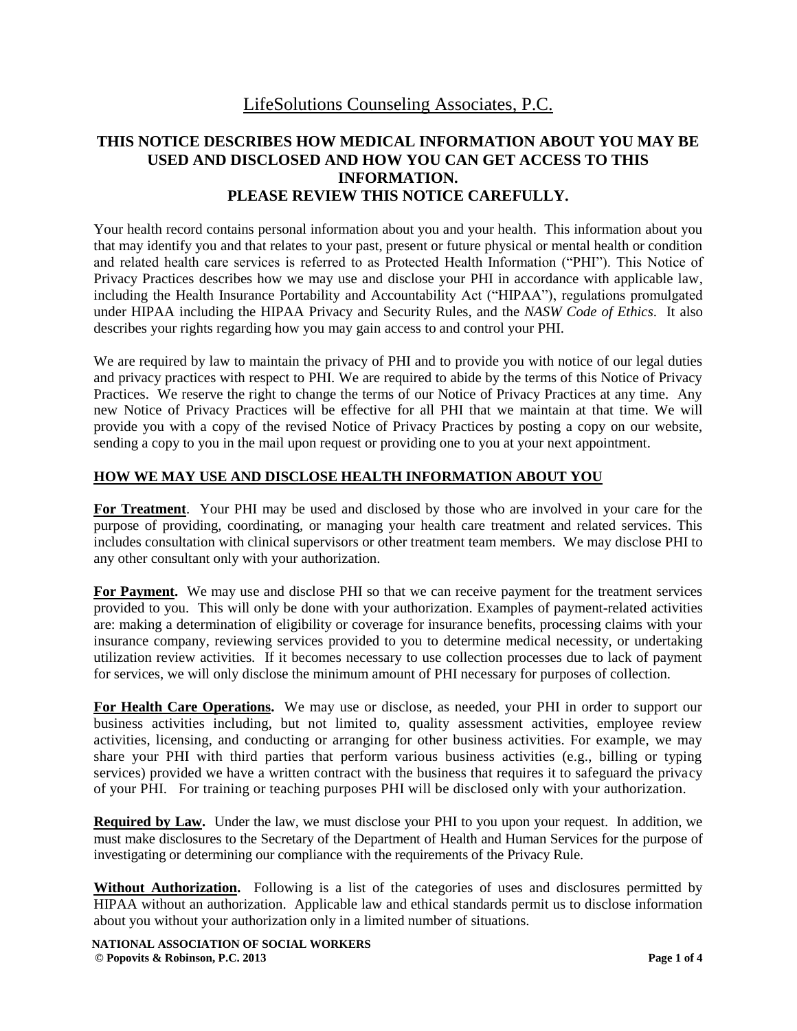# LifeSolutions Counseling Associates, P.C.

## THIS NOTICE DESCRIBES HOW MEDICAL INFORMATION ABOUT YOU MAY BE USED AND DISCLOSED AND HOW YOU CAN GET ACCESS TO THIS INFORMATION. PLEASE REVIEW THIS NOTICE CAREFULLY.

Your health record contains personal information about you and your health. This information about you that may identify you and that relates to your past, present or future physical or mental health or condition and related health care services is referred to as Protected Health Information ("PHI"). This Notice of Privacy Practices describes how we may use and disclose your PHI in accordance with applicable law, including the Health Insurance Portability and Accountability Act ("HIPAA"), regulations promulgated under HIPAA including the HIPAA Privacy and Security Rules, and the *NASW Code of Ethics*. It also describes your rights regarding how you may gain access to and control your PHI.

We are required by law to maintain the privacy of PHI and to provide you with notice of our legal duties and privacy practices with respect to PHI. We are required to abide by the terms of this Notice of Privacy Practices. We reserve the right to change the terms of our Notice of Privacy Practices at any time. Any new Notice of Privacy Practices will be effective for all PHI that we maintain at that time. We will provide you with a copy of the revised Notice of Privacy Practices by posting a copy on our website, sending a copy to you in the mail upon request or providing one to you at your next appointment.

### HOW WE MAY USE AND DISCLOSE HEALTH INFORMATION ABOUT YOU

**For Treatment**. Your PHI may be used and disclosed by those who are involved in your care for the purpose of providing, coordinating, or managing your health care treatment and related services. This includes consultation with clinical supervisors or other treatment team members. We may disclose PHI to any other consultant only with your authorization.

**For Payment.** We may use and disclose PHI so that we can receive payment for the treatment services provided to you. This will only be done with your authorization. Examples of payment-related activities are: making a determination of eligibility or coverage for insurance benefits, processing claims with your insurance company, reviewing services provided to you to determine medical necessity, or undertaking utilization review activities. If it becomes necessary to use collection processes due to lack of payment for services, we will only disclose the minimum amount of PHI necessary for purposes of collection.

**For Health Care Operations.** We may use or disclose, as needed, your PHI in order to support our business activities including, but not limited to, quality assessment activities, employee review activities, licensing, and conducting or arranging for other business activities. For example, we may share your PHI with third parties that perform various business activities (e.g., billing or typing services) provided we have a written contract with the business that requires it to safeguard the privacy of your PHI. For training or teaching purposes PHI will be disclosed only with your authorization.

**Required by Law.** Under the law, we must disclose your PHI to you upon your request. In addition, we must make disclosures to the Secretary of the Department of Health and Human Services for the purpose of investigating or determining our compliance with the requirements of the Privacy Rule.

**Without Authorization.** Following is a list of the categories of uses and disclosures permitted by HIPAA without an authorization. Applicable law and ethical standards permit us to disclose information about you without your authorization only in a limited number of situations.

**NATIONAL ASSOCIATION OF SOCIAL WORKERS**
**© Popovits & Robinson, P.C. 2013**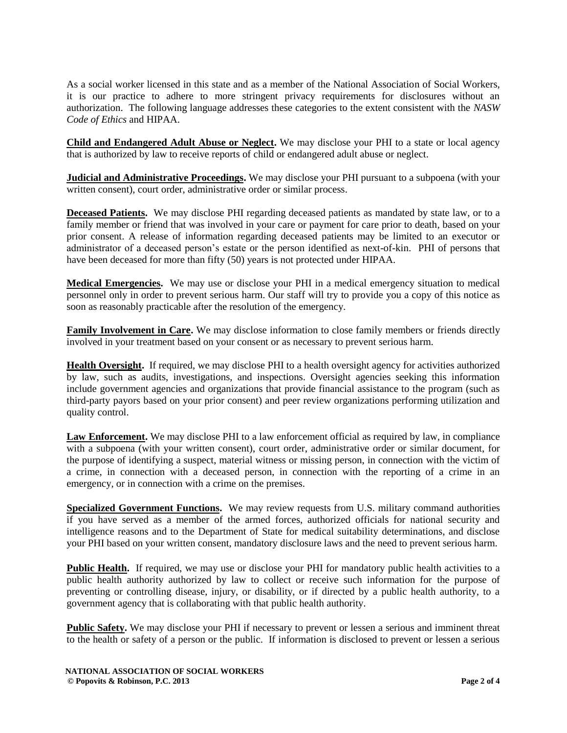As a social worker licensed in this state and as a member of the National Association of Social Workers, it is our practice to adhere to more stringent privacy requirements for disclosures without an authorization. The following language addresses these categories to the extent consistent with the *NASW Code of Ethics* and HIPAA.

**Child and Endangered Adult Abuse or Neglect.** We may disclose your PHI to a state or local agency that is authorized by law to receive reports of child or endangered adult abuse or neglect.

**Judicial and Administrative Proceedings.** We may disclose your PHI pursuant to a subpoena (with your written consent), court order, administrative order or similar process.

**Deceased Patients.** We may disclose PHI regarding deceased patients as mandated by state law, or to a family member or friend that was involved in your care or payment for care prior to death, based on your prior consent. A release of information regarding deceased patients may be limited to an executor or administrator of a deceased person's estate or the person identified as next-of-kin. PHI of persons that have been deceased for more than fifty (50) years is not protected under HIPAA.

**Medical Emergencies.** We may use or disclose your PHI in a medical emergency situation to medical personnel only in order to prevent serious harm. Our staff will try to provide you a copy of this notice as soon as reasonably practicable after the resolution of the emergency.

**Family Involvement in Care.** We may disclose information to close family members or friends directly involved in your treatment based on your consent or as necessary to prevent serious harm.

**Health Oversight.** If required, we may disclose PHI to a health oversight agency for activities authorized by law, such as audits, investigations, and inspections. Oversight agencies seeking this information include government agencies and organizations that provide financial assistance to the program (such as third-party payors based on your prior consent) and peer review organizations performing utilization and quality control.

**Law Enforcement.** We may disclose PHI to a law enforcement official as required by law, in compliance with a subpoena (with your written consent), court order, administrative order or similar document, for the purpose of identifying a suspect, material witness or missing person, in connection with the victim of a crime, in connection with a deceased person, in connection with the reporting of a crime in an emergency, or in connection with a crime on the premises.

**Specialized Government Functions.** We may review requests from U.S. military command authorities if you have served as a member of the armed forces, authorized officials for national security and intelligence reasons and to the Department of State for medical suitability determinations, and disclose your PHI based on your written consent, mandatory disclosure laws and the need to prevent serious harm.

**Public Health.** If required, we may use or disclose your PHI for mandatory public health activities to a public health authority authorized by law to collect or receive such information for the purpose of preventing or controlling disease, injury, or disability, or if directed by a public health authority, to a government agency that is collaborating with that public health authority.

**Public Safety.** We may disclose your PHI if necessary to prevent or lessen a serious and imminent threat to the health or safety of a person or the public. If information is disclosed to prevent or lessen a serious

**NATIONAL ASSOCIATION OF SOCIAL WORKERS**
**© Popovits & Robinson, P.C. 2013**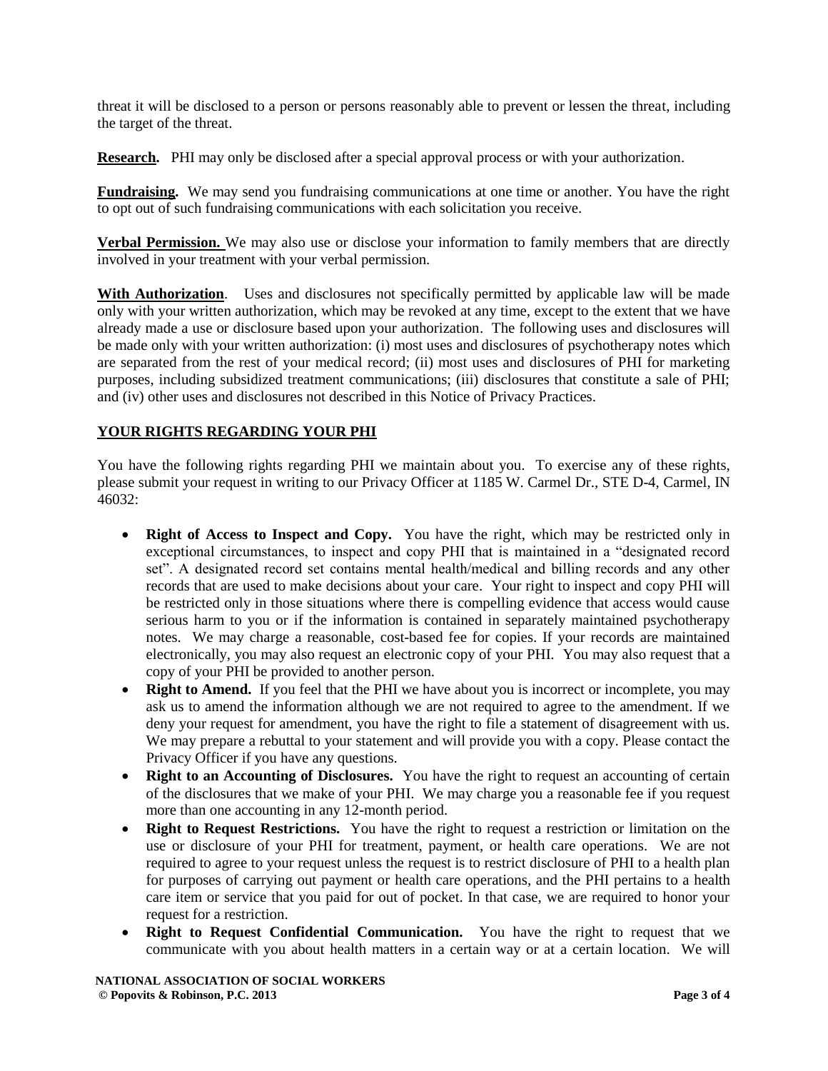threat it will be disclosed to a person or persons reasonably able to prevent or lessen the threat, including the target of the threat.

**Research.** PHI may only be disclosed after a special approval process or with your authorization.

**Fundraising.** We may send you fundraising communications at one time or another. You have the right to opt out of such fundraising communications with each solicitation you receive.

**Verbal Permission.** We may also use or disclose your information to family members that are directly involved in your treatment with your verbal permission.

**With Authorization**. Uses and disclosures not specifically permitted by applicable law will be made only with your written authorization, which may be revoked at any time, except to the extent that we have already made a use or disclosure based upon your authorization. The following uses and disclosures will be made only with your written authorization: (i) most uses and disclosures of psychotherapy notes which are separated from the rest of your medical record; (ii) most uses and disclosures of PHI for marketing purposes, including subsidized treatment communications; (iii) disclosures that constitute a sale of PHI; and (iv) other uses and disclosures not described in this Notice of Privacy Practices.

## YOUR RIGHTS REGARDING YOUR PHI

You have the following rights regarding PHI we maintain about you. To exercise any of these rights, please submit your request in writing to our Privacy Officer at 1185 W. Carmel Dr., STE D-4, Carmel, IN 46032:

- **Right of Access to Inspect and Copy.** You have the right, which may be restricted only in exceptional circumstances, to inspect and copy PHI that is maintained in a "designated record set". A designated record set contains mental health/medical and billing records and any other records that are used to make decisions about your care. Your right to inspect and copy PHI will be restricted only in those situations where there is compelling evidence that access would cause serious harm to you or if the information is contained in separately maintained psychotherapy notes. We may charge a reasonable, cost-based fee for copies. If your records are maintained electronically, you may also request an electronic copy of your PHI. You may also request that a copy of your PHI be provided to another person.
- **Right to Amend.** If you feel that the PHI we have about you is incorrect or incomplete, you may ask us to amend the information although we are not required to agree to the amendment. If we deny your request for amendment, you have the right to file a statement of disagreement with us. We may prepare a rebuttal to your statement and will provide you with a copy. Please contact the Privacy Officer if you have any questions.
- **Right to an Accounting of Disclosures.** You have the right to request an accounting of certain of the disclosures that we make of your PHI. We may charge you a reasonable fee if you request more than one accounting in any 12-month period.
- **Right to Request Restrictions.** You have the right to request a restriction or limitation on the use or disclosure of your PHI for treatment, payment, or health care operations. We are not required to agree to your request unless the request is to restrict disclosure of PHI to a health plan for purposes of carrying out payment or health care operations, and the PHI pertains to a health care item or service that you paid for out of pocket. In that case, we are required to honor your request for a restriction.
- **Right to Request Confidential Communication.** You have the right to request that we communicate with you about health matters in a certain way or at a certain location. We will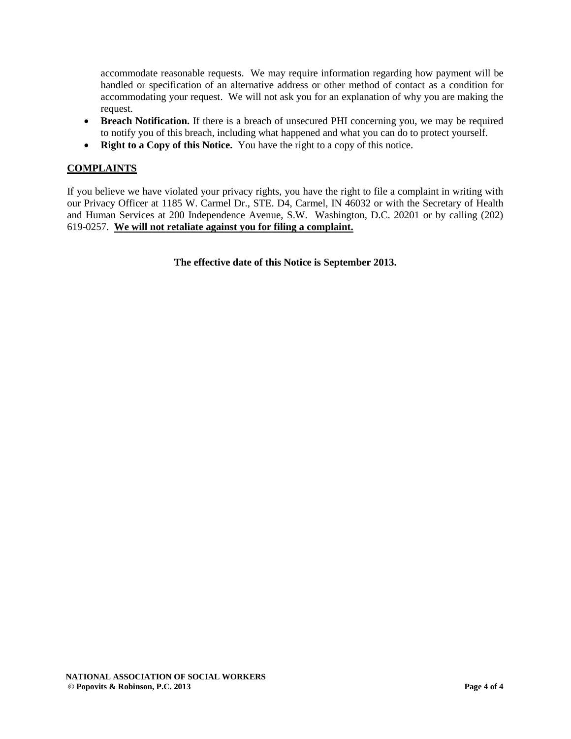accommodate reasonable requests. We may require information regarding how payment will be handled or specification of an alternative address or other method of contact as a condition for accommodating your request. We will not ask you for an explanation of why you are making the request.

- **Breach Notification.** If there is a breach of unsecured PHI concerning you, we may be required to notify you of this breach, including what happened and what you can do to protect yourself.
- **Right to a Copy of this Notice.** You have the right to a copy of this notice.

## COMPLAINTS

If you believe we have violated your privacy rights, you have the right to file a complaint in writing with our Privacy Officer at 1185 W. Carmel Dr., STE. D4, Carmel, IN 46032 or with the Secretary of Health and Human Services at 200 Independence Avenue, S.W. Washington, D.C. 20201 or by calling (202) 619-0257. **We will not retaliate against you for filing a complaint.**

**The effective date of this Notice is September 2013.**

**NATIONAL ASSOCIATION OF SOCIAL WORKERS**
**© Popovits & Robinson, P.C. 2013**